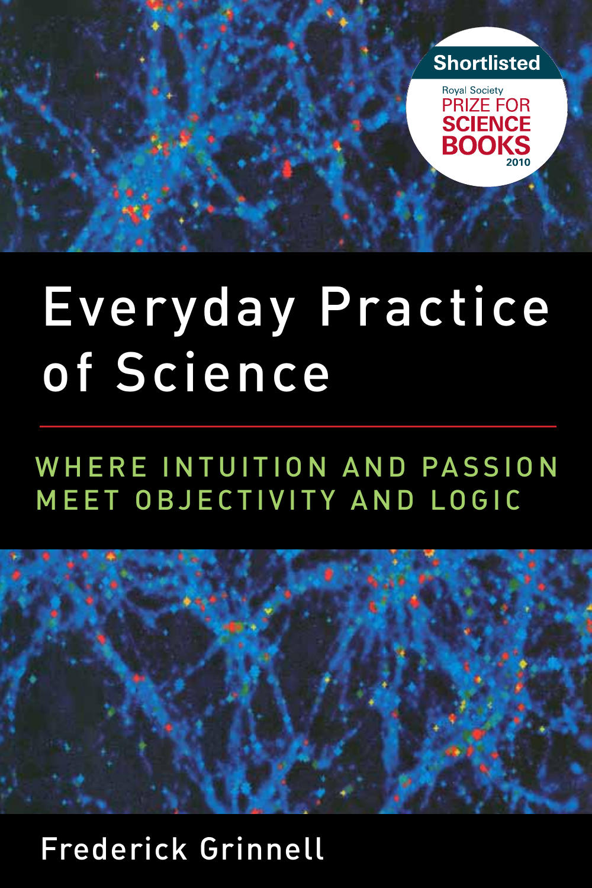Shortlisted

Royal Society PRIZE FOR SCIENCE BOOKS 2010

# Everyday Practice of Science

## WHERE INTUITION AND PASSION MEET OBJECTIVITY AND LOGIC

Frederick Grinnell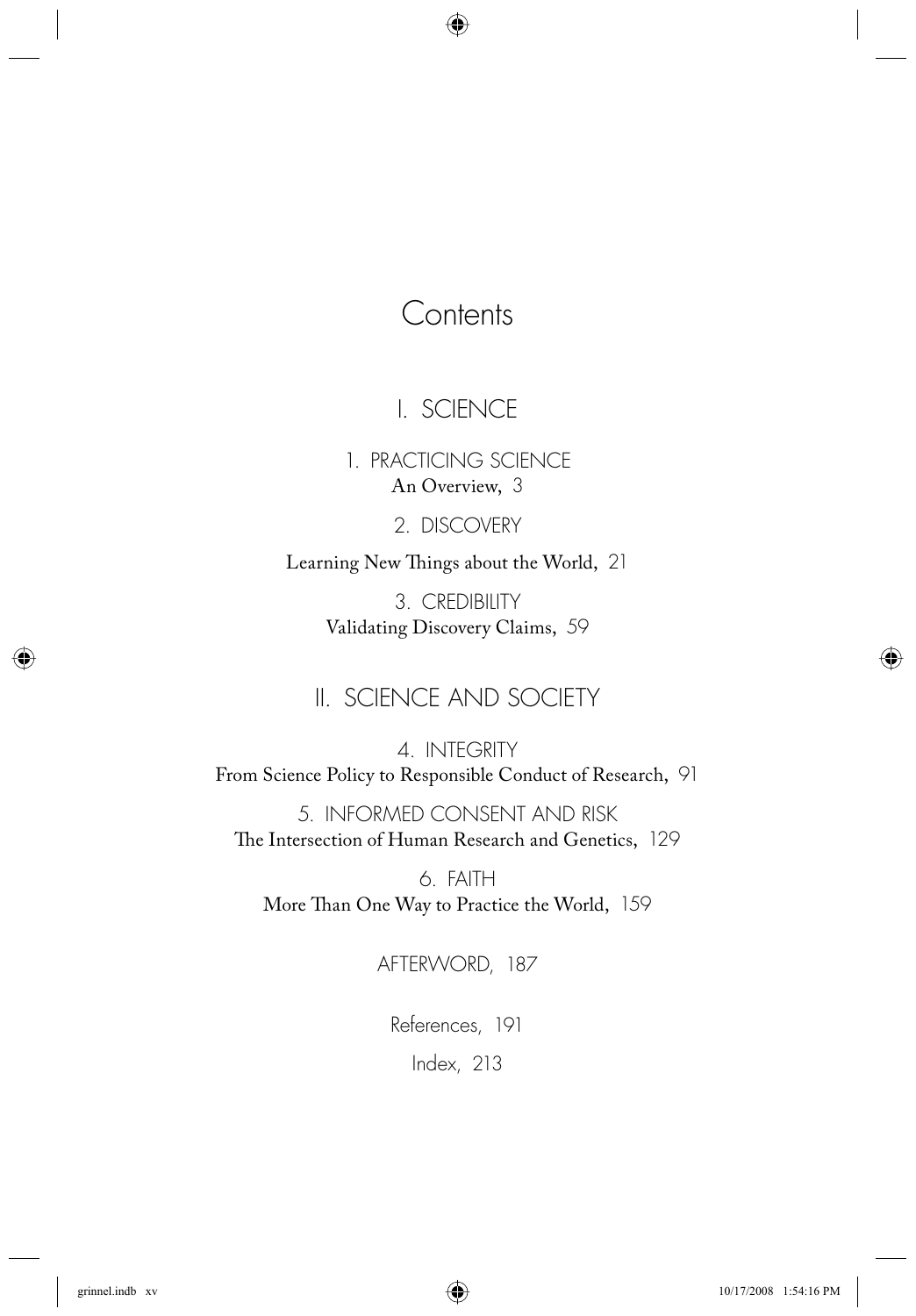# Contents

## I. SCIENCE

1. PRACTICING SCIENCE
An Overview, 3

2. DISCOVERY
Learning New Things about the World, 21

3. CREDIBILITY
Validating Discovery Claims, 59

## II. SCIENCE AND SOCIETY

4. INTEGRITY
From Science Policy to Responsible Conduct of Research, 91

5. INFORMED CONSENT AND RISK
The Intersection of Human Research and Genetics, 129

6. FAITH
More Than One Way to Practice the World, 159

AFTERWORD, 187

References, 191

Index, 213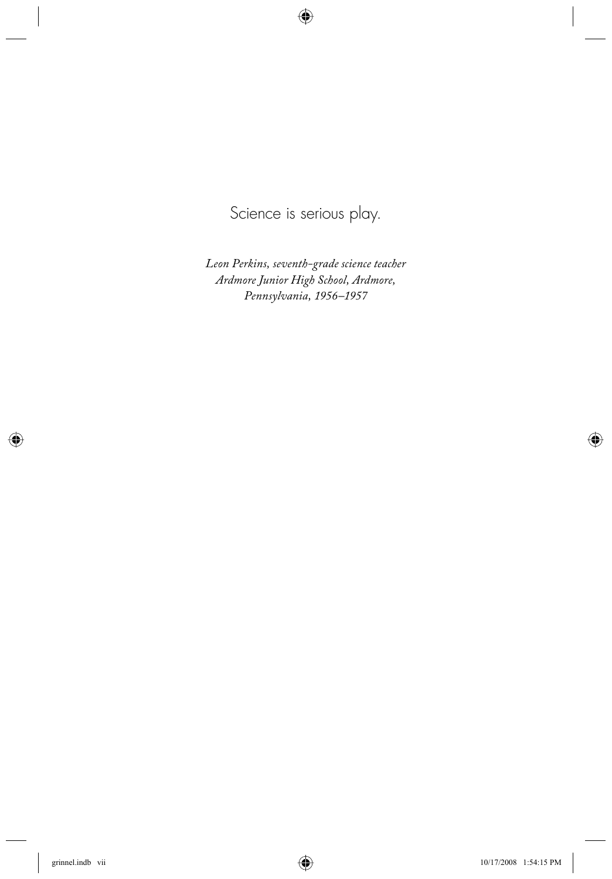Science is serious play.

*Leon Perkins, seventh-grade science teacher*
*Ardmore Junior High School, Ardmore,*
*Pennsylvania, 1956–1957*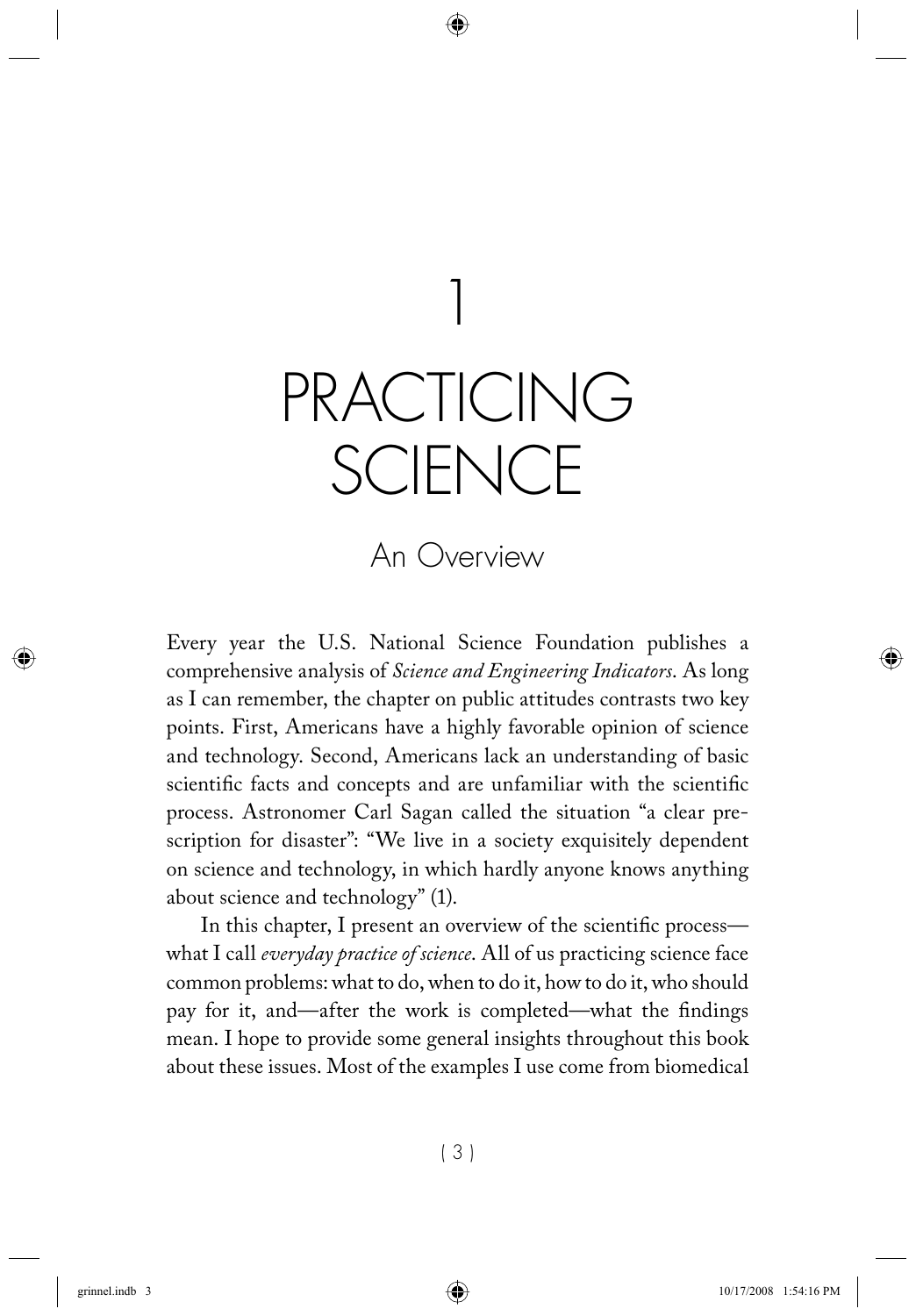# 1

# PRACTICING SCIENCE

## An Overview

Every year the U.S. National Science Foundation publishes a comprehensive analysis of *Science and Engineering Indicators*. As long as I can remember, the chapter on public attitudes contrasts two key points. First, Americans have a highly favorable opinion of science and technology. Second, Americans lack an understanding of basic scientific facts and concepts and are unfamiliar with the scientific process. Astronomer Carl Sagan called the situation "a clear prescription for disaster": "We live in a society exquisitely dependent on science and technology, in which hardly anyone knows anything about science and technology" (1).

In this chapter, I present an overview of the scientific process—what I call *everyday practice of science*. All of us practicing science face common problems: what to do, when to do it, how to do it, who should pay for it, and—after the work is completed—what the findings mean. I hope to provide some general insights throughout this book about these issues. Most of the examples I use come from biomedical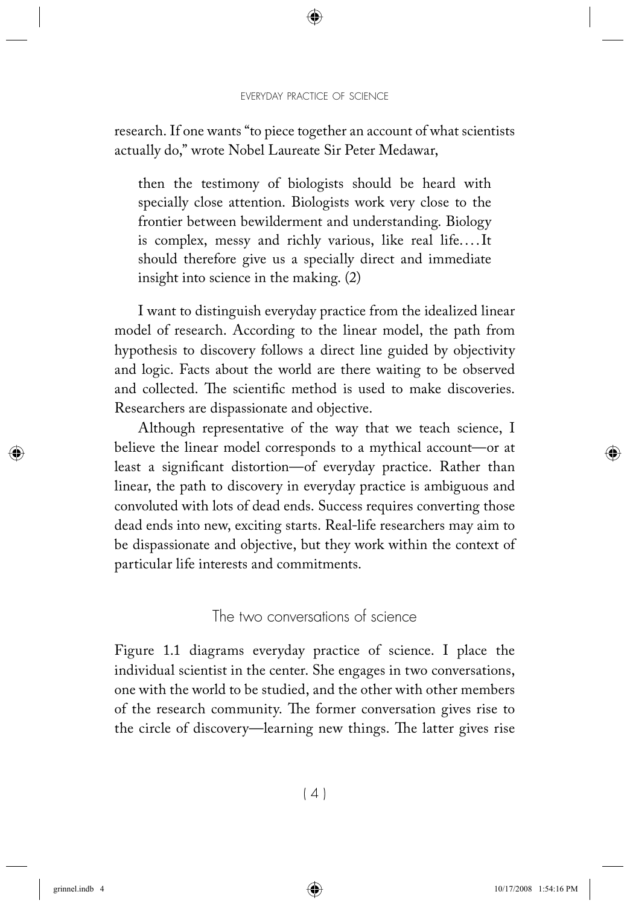research. If one wants "to piece together an account of what scientists actually do," wrote Nobel Laureate Sir Peter Medawar,

> then the testimony of biologists should be heard with specially close attention. Biologists work very close to the frontier between bewilderment and understanding. Biology is complex, messy and richly various, like real life.... It should therefore give us a specially direct and immediate insight into science in the making. (2)

I want to distinguish everyday practice from the idealized linear model of research. According to the linear model, the path from hypothesis to discovery follows a direct line guided by objectivity and logic. Facts about the world are there waiting to be observed and collected. The scientific method is used to make discoveries. Researchers are dispassionate and objective.

Although representative of the way that we teach science, I believe the linear model corresponds to a mythical account—or at least a significant distortion—of everyday practice. Rather than linear, the path to discovery in everyday practice is ambiguous and convoluted with lots of dead ends. Success requires converting those dead ends into new, exciting starts. Real-life researchers may aim to be dispassionate and objective, but they work within the context of particular life interests and commitments.

## The two conversations of science

Figure 1.1 diagrams everyday practice of science. I place the individual scientist in the center. She engages in two conversations, one with the world to be studied, and the other with other members of the research community. The former conversation gives rise to the circle of discovery—learning new things. The latter gives rise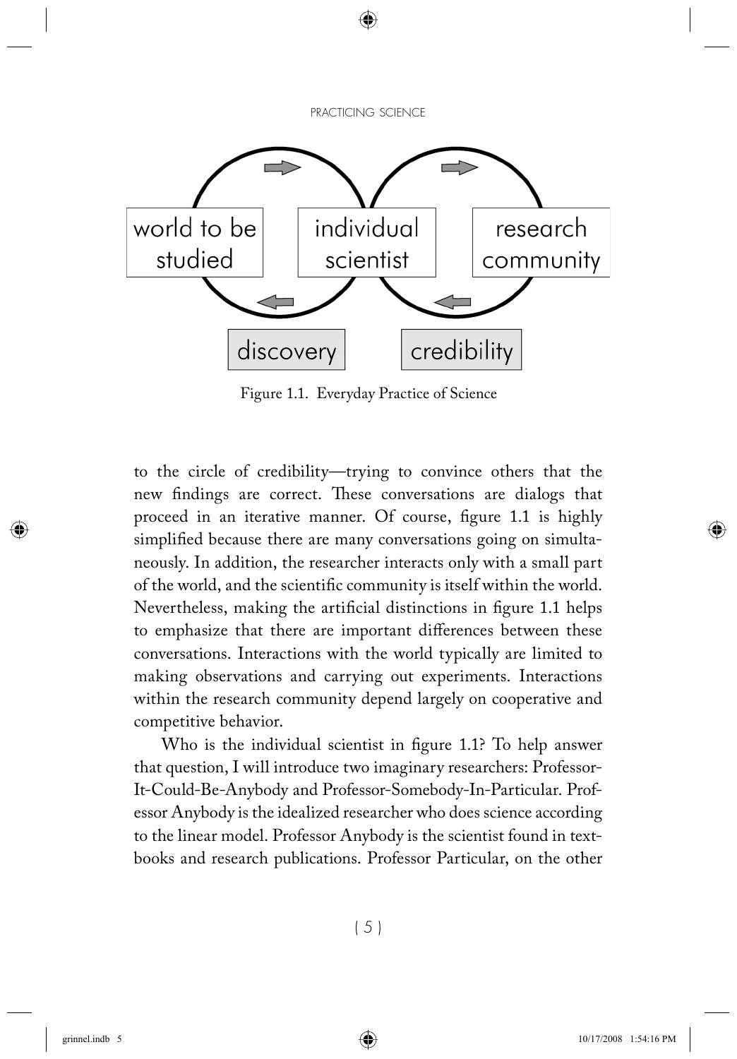Figure 1.1. Everyday Practice of Science

to the circle of credibility—trying to convince others that the new findings are correct. These conversations are dialogs that proceed in an iterative manner. Of course, figure 1.1 is highly simplified because there are many conversations going on simultaneously. In addition, the researcher interacts only with a small part of the world, and the scientific community is itself within the world. Nevertheless, making the artificial distinctions in figure 1.1 helps to emphasize that there are important differences between these conversations. Interactions with the world typically are limited to making observations and carrying out experiments. Interactions within the research community depend largely on cooperative and competitive behavior.

Who is the individual scientist in figure 1.1? To help answer that question, I will introduce two imaginary researchers: Professor-It-Could-Be-Anybody and Professor-Somebody-In-Particular. Professor Anybody is the idealized researcher who does science according to the linear model. Professor Anybody is the scientist found in textbooks and research publications. Professor Particular, on the other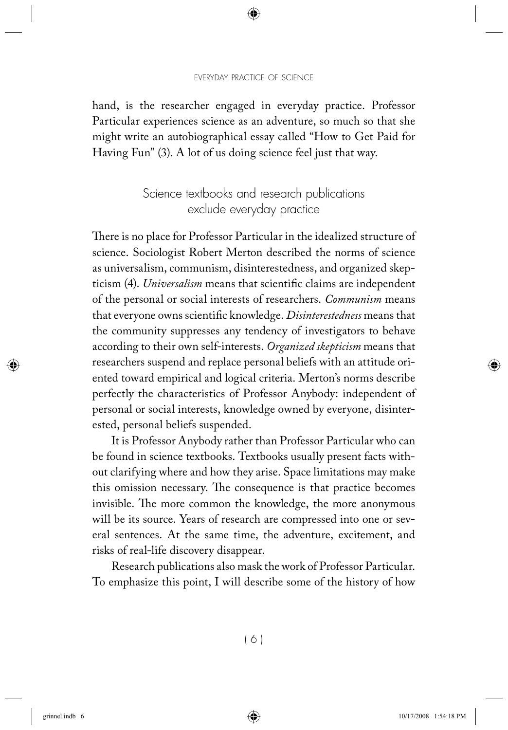hand, is the researcher engaged in everyday practice. Professor Particular experiences science as an adventure, so much so that she might write an autobiographical essay called "How to Get Paid for Having Fun" (3). A lot of us doing science feel just that way.

## Science textbooks and research publications exclude everyday practice

There is no place for Professor Particular in the idealized structure of science. Sociologist Robert Merton described the norms of science as universalism, communism, disinterestedness, and organized skepticism (4). *Universalism* means that scientific claims are independent of the personal or social interests of researchers. *Communism* means that everyone owns scientific knowledge. *Disinterestedness* means that the community suppresses any tendency of investigators to behave according to their own self-interests. *Organized skepticism* means that researchers suspend and replace personal beliefs with an attitude oriented toward empirical and logical criteria. Merton's norms describe perfectly the characteristics of Professor Anybody: independent of personal or social interests, knowledge owned by everyone, disinterested, personal beliefs suspended.

It is Professor Anybody rather than Professor Particular who can be found in science textbooks. Textbooks usually present facts without clarifying where and how they arise. Space limitations may make this omission necessary. The consequence is that practice becomes invisible. The more common the knowledge, the more anonymous will be its source. Years of research are compressed into one or several sentences. At the same time, the adventure, excitement, and risks of real-life discovery disappear.

Research publications also mask the work of Professor Particular. To emphasize this point, I will describe some of the history of how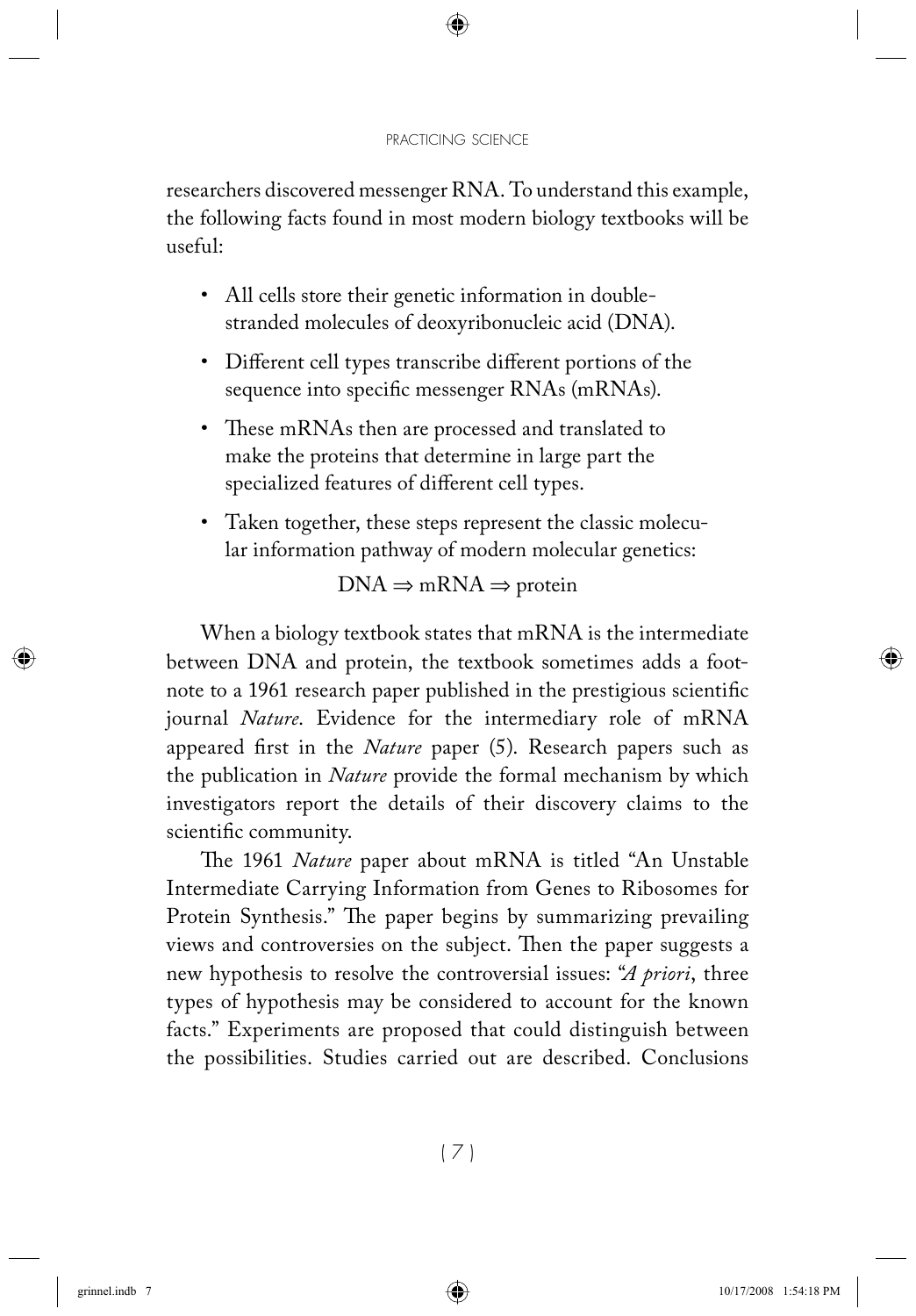researchers discovered messenger RNA. To understand this example, the following facts found in most modern biology textbooks will be useful:

- All cells store their genetic information in double-stranded molecules of deoxyribonucleic acid (DNA).
- Different cell types transcribe different portions of the sequence into specific messenger RNAs (mRNAs).
- These mRNAs then are processed and translated to make the proteins that determine in large part the specialized features of different cell types.
- Taken together, these steps represent the classic molecular information pathway of modern molecular genetics:

$$\text{DNA} \Rightarrow \text{mRNA} \Rightarrow \text{protein}$$

When a biology textbook states that mRNA is the intermediate between DNA and protein, the textbook sometimes adds a footnote to a 1961 research paper published in the prestigious scientific journal *Nature*. Evidence for the intermediary role of mRNA appeared first in the *Nature* paper (5). Research papers such as the publication in *Nature* provide the formal mechanism by which investigators report the details of their discovery claims to the scientific community.

The 1961 *Nature* paper about mRNA is titled "An Unstable Intermediate Carrying Information from Genes to Ribosomes for Protein Synthesis." The paper begins by summarizing prevailing views and controversies on the subject. Then the paper suggests a new hypothesis to resolve the controversial issues: "*A priori*, three types of hypothesis may be considered to account for the known facts." Experiments are proposed that could distinguish between the possibilities. Studies carried out are described. Conclusions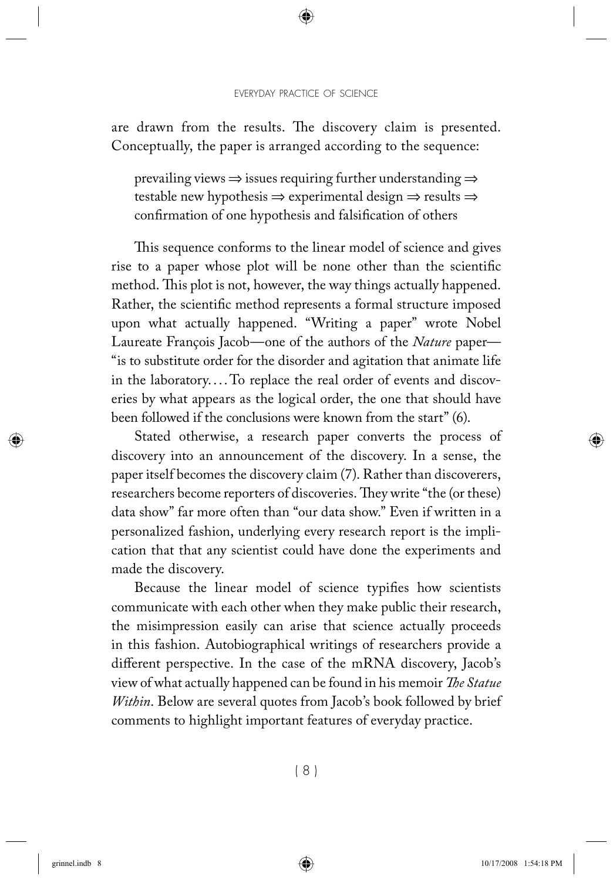are drawn from the results. The discovery claim is presented. Conceptually, the paper is arranged according to the sequence:

> prevailing views ⇒ issues requiring further understanding ⇒ testable new hypothesis ⇒ experimental design ⇒ results ⇒ confirmation of one hypothesis and falsification of others

This sequence conforms to the linear model of science and gives rise to a paper whose plot will be none other than the scientific method. This plot is not, however, the way things actually happened. Rather, the scientific method represents a formal structure imposed upon what actually happened. "Writing a paper" wrote Nobel Laureate François Jacob—one of the authors of the *Nature* paper—"is to substitute order for the disorder and agitation that animate life in the laboratory. . . . To replace the real order of events and discoveries by what appears as the logical order, the one that should have been followed if the conclusions were known from the start" (6).

Stated otherwise, a research paper converts the process of discovery into an announcement of the discovery. In a sense, the paper itself becomes the discovery claim (7). Rather than discoverers, researchers become reporters of discoveries. They write "the (or these) data show" far more often than "our data show." Even if written in a personalized fashion, underlying every research report is the implication that that any scientist could have done the experiments and made the discovery.

Because the linear model of science typifies how scientists communicate with each other when they make public their research, the misimpression easily can arise that science actually proceeds in this fashion. Autobiographical writings of researchers provide a different perspective. In the case of the mRNA discovery, Jacob's view of what actually happened can be found in his memoir *The Statue Within*. Below are several quotes from Jacob's book followed by brief comments to highlight important features of everyday practice.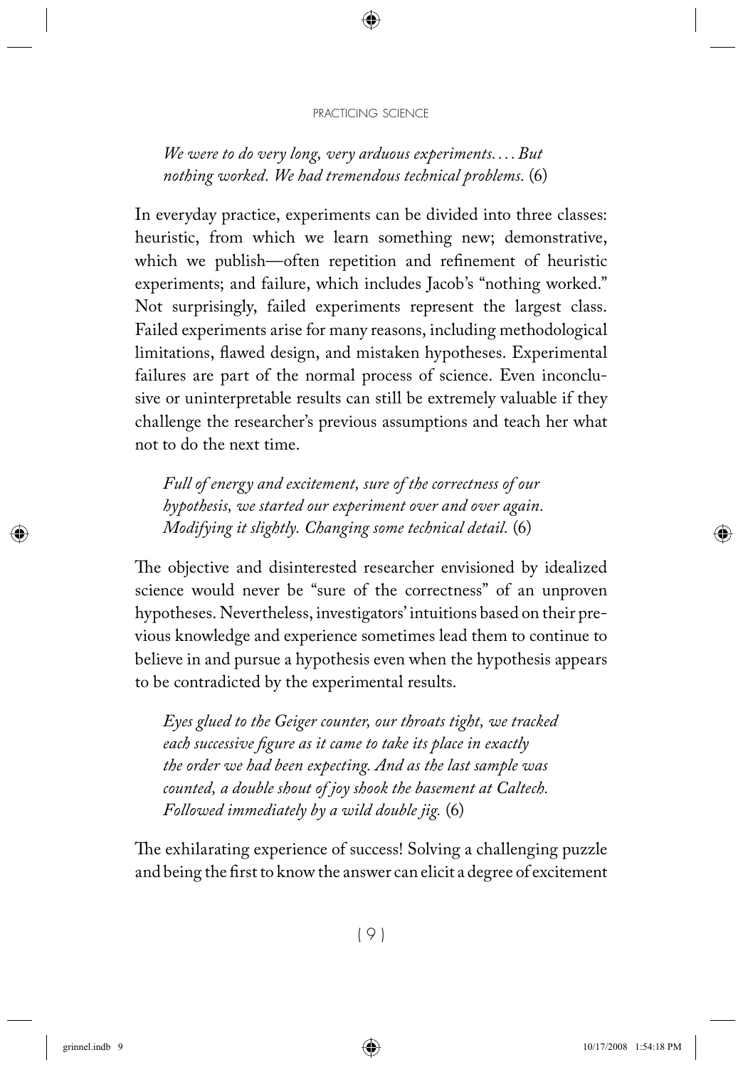*We were to do very long, very arduous experiments. . . . But nothing worked. We had tremendous technical problems.* (6)

In everyday practice, experiments can be divided into three classes: heuristic, from which we learn something new; demonstrative, which we publish—often repetition and refinement of heuristic experiments; and failure, which includes Jacob's "nothing worked." Not surprisingly, failed experiments represent the largest class. Failed experiments arise for many reasons, including methodological limitations, flawed design, and mistaken hypotheses. Experimental failures are part of the normal process of science. Even inconclusive or uninterpretable results can still be extremely valuable if they challenge the researcher's previous assumptions and teach her what not to do the next time.

*Full of energy and excitement, sure of the correctness of our hypothesis, we started our experiment over and over again. Modifying it slightly. Changing some technical detail.* (6)

The objective and disinterested researcher envisioned by idealized science would never be "sure of the correctness" of an unproven hypotheses. Nevertheless, investigators' intuitions based on their previous knowledge and experience sometimes lead them to continue to believe in and pursue a hypothesis even when the hypothesis appears to be contradicted by the experimental results.

*Eyes glued to the Geiger counter, our throats tight, we tracked each successive figure as it came to take its place in exactly the order we had been expecting. And as the last sample was counted, a double shout of joy shook the basement at Caltech. Followed immediately by a wild double jig.* (6)

The exhilarating experience of success! Solving a challenging puzzle and being the first to know the answer can elicit a degree of excitement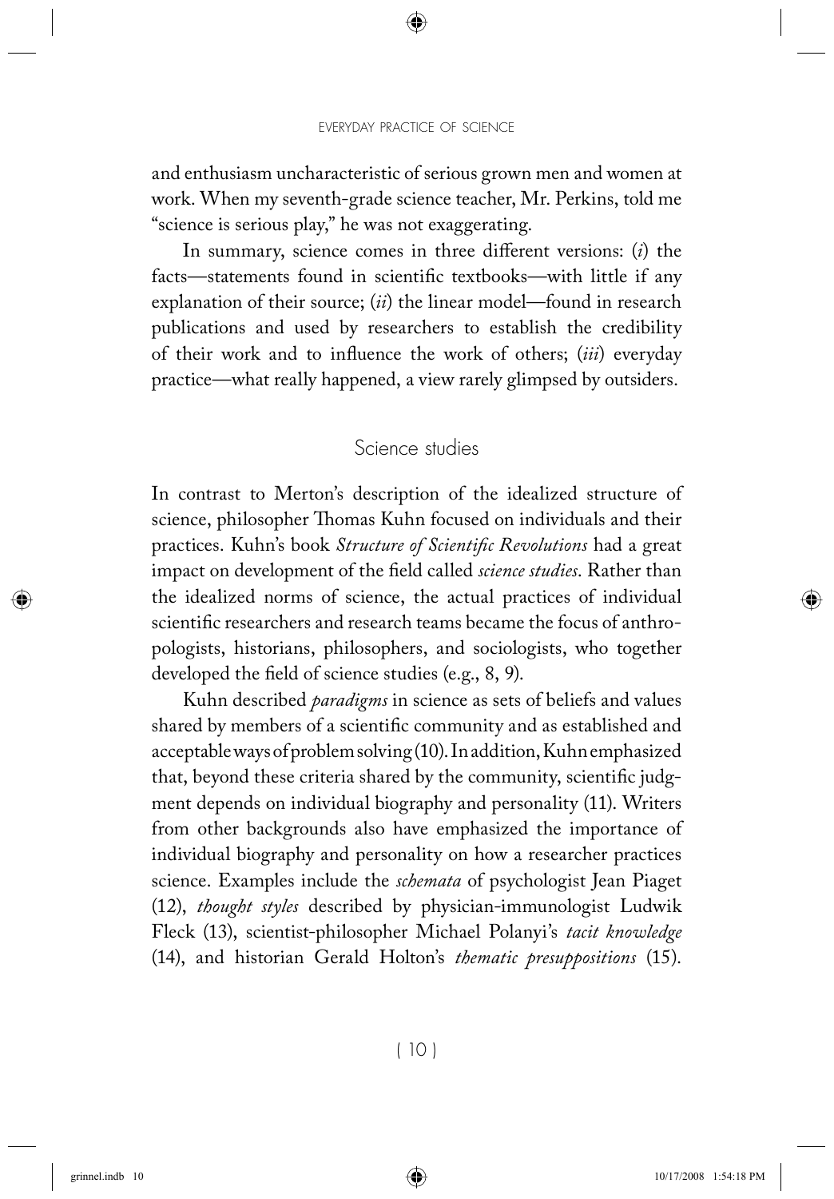and enthusiasm uncharacteristic of serious grown men and women at work. When my seventh-grade science teacher, Mr. Perkins, told me "science is serious play," he was not exaggerating.

In summary, science comes in three different versions: (*i*) the facts—statements found in scientific textbooks—with little if any explanation of their source; (*ii*) the linear model—found in research publications and used by researchers to establish the credibility of their work and to influence the work of others; (*iii*) everyday practice—what really happened, a view rarely glimpsed by outsiders.

## Science studies

In contrast to Merton's description of the idealized structure of science, philosopher Thomas Kuhn focused on individuals and their practices. Kuhn's book *Structure of Scientific Revolutions* had a great impact on development of the field called *science studies*. Rather than the idealized norms of science, the actual practices of individual scientific researchers and research teams became the focus of anthropologists, historians, philosophers, and sociologists, who together developed the field of science studies (e.g., 8, 9).

Kuhn described *paradigms* in science as sets of beliefs and values shared by members of a scientific community and as established and acceptable ways of problem solving (10). In addition, Kuhn emphasized that, beyond these criteria shared by the community, scientific judgment depends on individual biography and personality (11). Writers from other backgrounds also have emphasized the importance of individual biography and personality on how a researcher practices science. Examples include the *schemata* of psychologist Jean Piaget (12), *thought styles* described by physician-immunologist Ludwik Fleck (13), scientist-philosopher Michael Polanyi's *tacit knowledge* (14), and historian Gerald Holton's *thematic presuppositions* (15).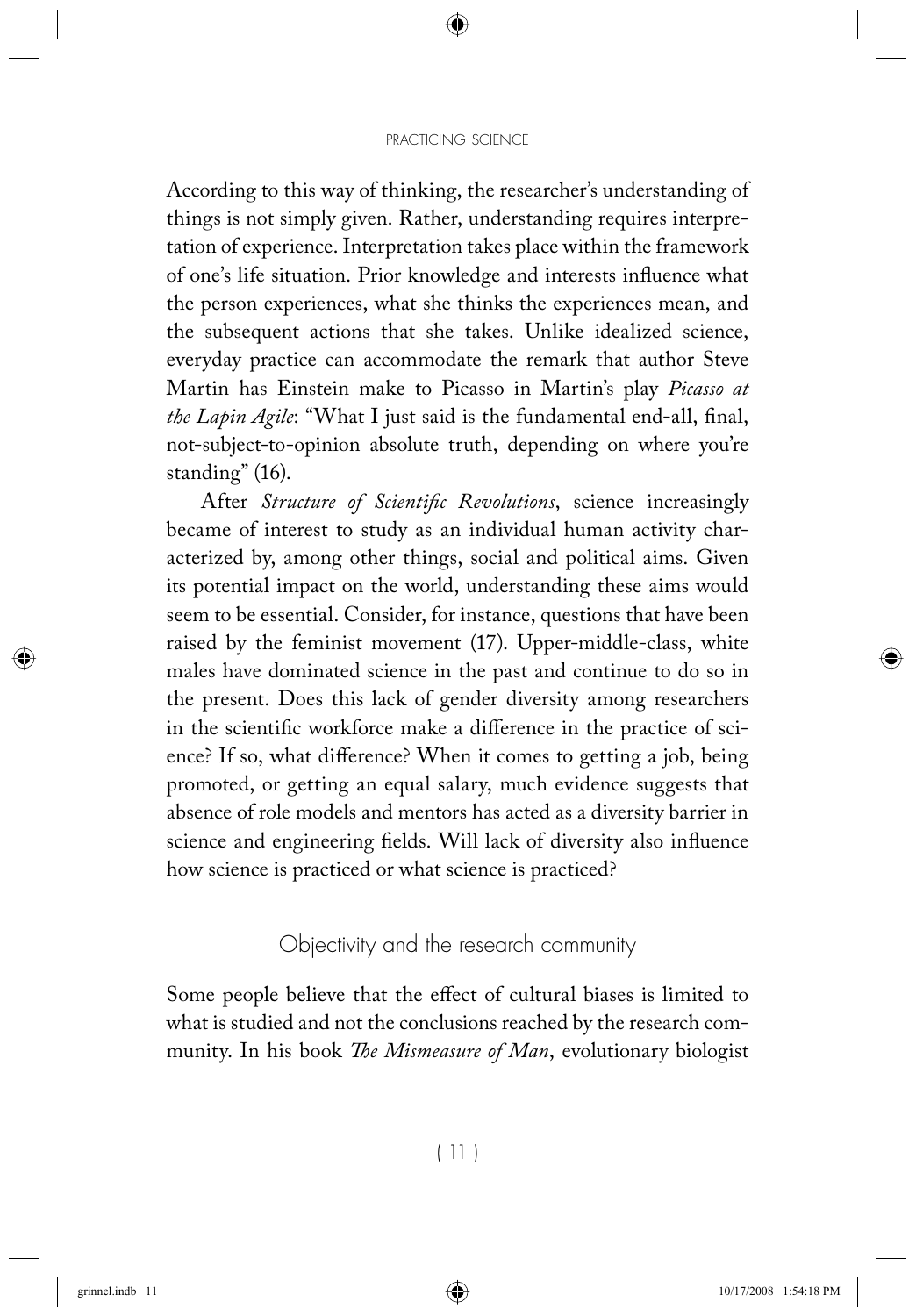According to this way of thinking, the researcher's understanding of things is not simply given. Rather, understanding requires interpretation of experience. Interpretation takes place within the framework of one's life situation. Prior knowledge and interests influence what the person experiences, what she thinks the experiences mean, and the subsequent actions that she takes. Unlike idealized science, everyday practice can accommodate the remark that author Steve Martin has Einstein make to Picasso in Martin's play *Picasso at the Lapin Agile*: "What I just said is the fundamental end-all, final, not-subject-to-opinion absolute truth, depending on where you're standing" (16).

After *Structure of Scientific Revolutions*, science increasingly became of interest to study as an individual human activity characterized by, among other things, social and political aims. Given its potential impact on the world, understanding these aims would seem to be essential. Consider, for instance, questions that have been raised by the feminist movement (17). Upper-middle-class, white males have dominated science in the past and continue to do so in the present. Does this lack of gender diversity among researchers in the scientific workforce make a difference in the practice of science? If so, what difference? When it comes to getting a job, being promoted, or getting an equal salary, much evidence suggests that absence of role models and mentors has acted as a diversity barrier in science and engineering fields. Will lack of diversity also influence how science is practiced or what science is practiced?

## Objectivity and the research community

Some people believe that the effect of cultural biases is limited to what is studied and not the conclusions reached by the research community. In his book *The Mismeasure of Man*, evolutionary biologist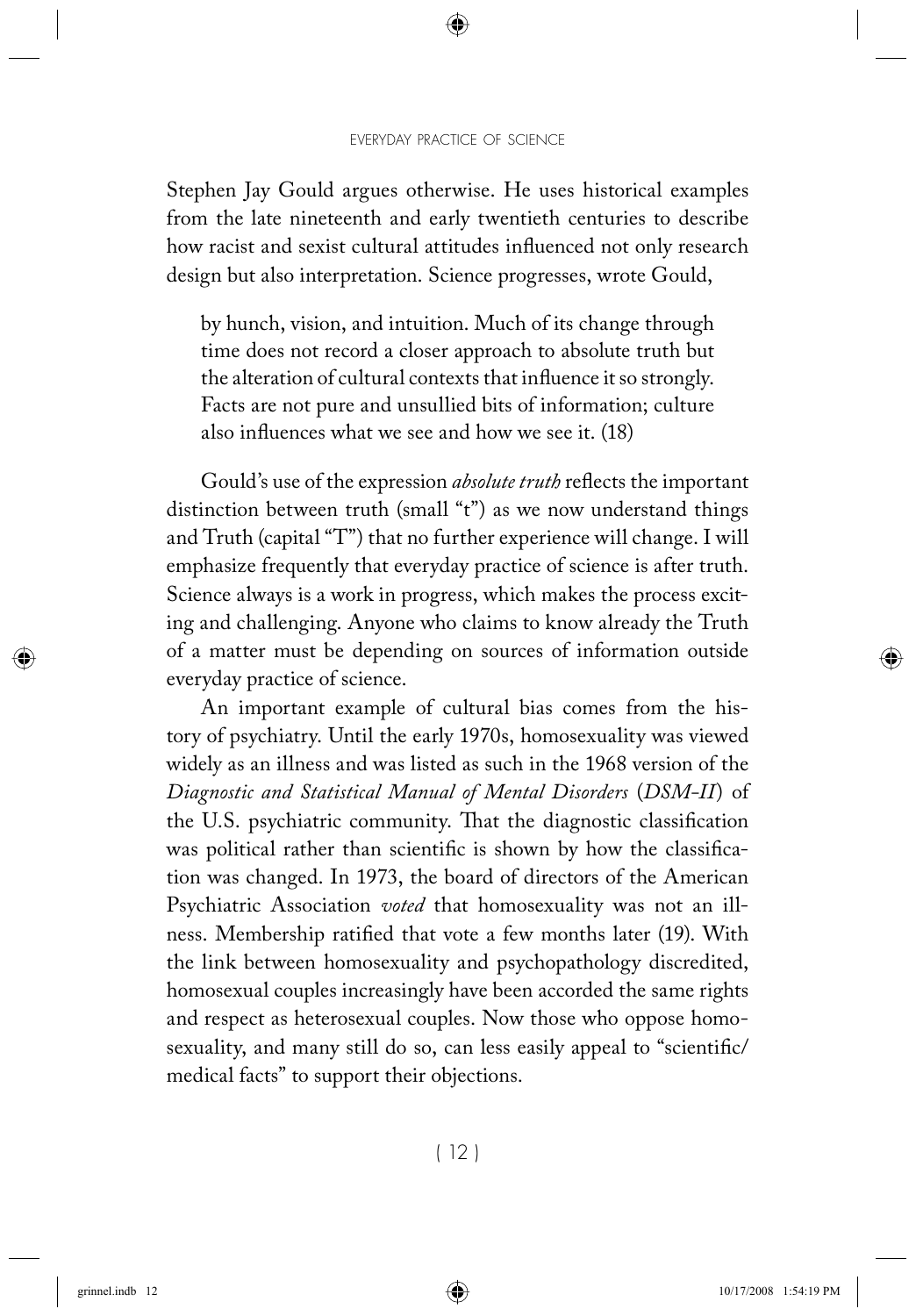Stephen Jay Gould argues otherwise. He uses historical examples from the late nineteenth and early twentieth centuries to describe how racist and sexist cultural attitudes influenced not only research design but also interpretation. Science progresses, wrote Gould,

> by hunch, vision, and intuition. Much of its change through time does not record a closer approach to absolute truth but the alteration of cultural contexts that influence it so strongly. Facts are not pure and unsullied bits of information; culture also influences what we see and how we see it. (18)

Gould's use of the expression *absolute truth* reflects the important distinction between truth (small "t") as we now understand things and Truth (capital "T") that no further experience will change. I will emphasize frequently that everyday practice of science is after truth. Science always is a work in progress, which makes the process exciting and challenging. Anyone who claims to know already the Truth of a matter must be depending on sources of information outside everyday practice of science.

An important example of cultural bias comes from the history of psychiatry. Until the early 1970s, homosexuality was viewed widely as an illness and was listed as such in the 1968 version of the *Diagnostic and Statistical Manual of Mental Disorders* (*DSM-II*) of the U.S. psychiatric community. That the diagnostic classification was political rather than scientific is shown by how the classification was changed. In 1973, the board of directors of the American Psychiatric Association *voted* that homosexuality was not an illness. Membership ratified that vote a few months later (19). With the link between homosexuality and psychopathology discredited, homosexual couples increasingly have been accorded the same rights and respect as heterosexual couples. Now those who oppose homosexuality, and many still do so, can less easily appeal to "scientific/medical facts" to support their objections.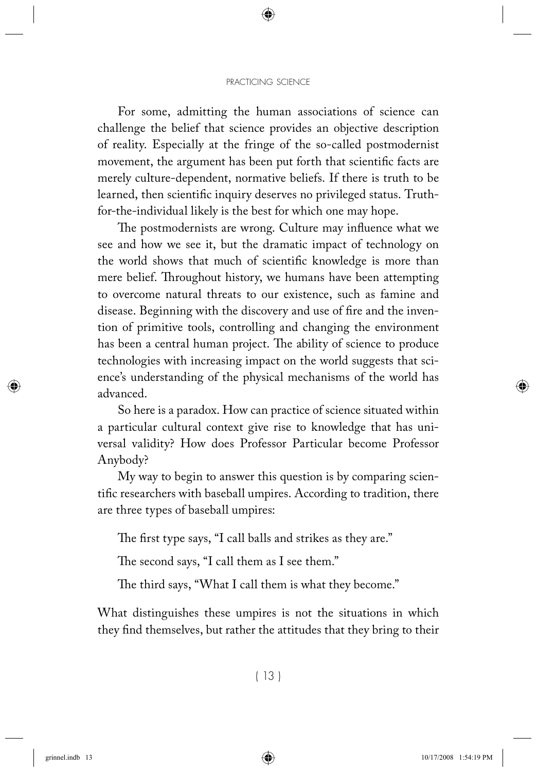For some, admitting the human associations of science can challenge the belief that science provides an objective description of reality. Especially at the fringe of the so-called postmodernist movement, the argument has been put forth that scientific facts are merely culture-dependent, normative beliefs. If there is truth to be learned, then scientific inquiry deserves no privileged status. Truth-for-the-individual likely is the best for which one may hope.

The postmodernists are wrong. Culture may influence what we see and how we see it, but the dramatic impact of technology on the world shows that much of scientific knowledge is more than mere belief. Throughout history, we humans have been attempting to overcome natural threats to our existence, such as famine and disease. Beginning with the discovery and use of fire and the invention of primitive tools, controlling and changing the environment has been a central human project. The ability of science to produce technologies with increasing impact on the world suggests that science's understanding of the physical mechanisms of the world has advanced.

So here is a paradox. How can practice of science situated within a particular cultural context give rise to knowledge that has universal validity? How does Professor Particular become Professor Anybody?

My way to begin to answer this question is by comparing scientific researchers with baseball umpires. According to tradition, there are three types of baseball umpires:

The first type says, "I call balls and strikes as they are."

The second says, "I call them as I see them."

The third says, "What I call them is what they become."

What distinguishes these umpires is not the situations in which they find themselves, but rather the attitudes that they bring to their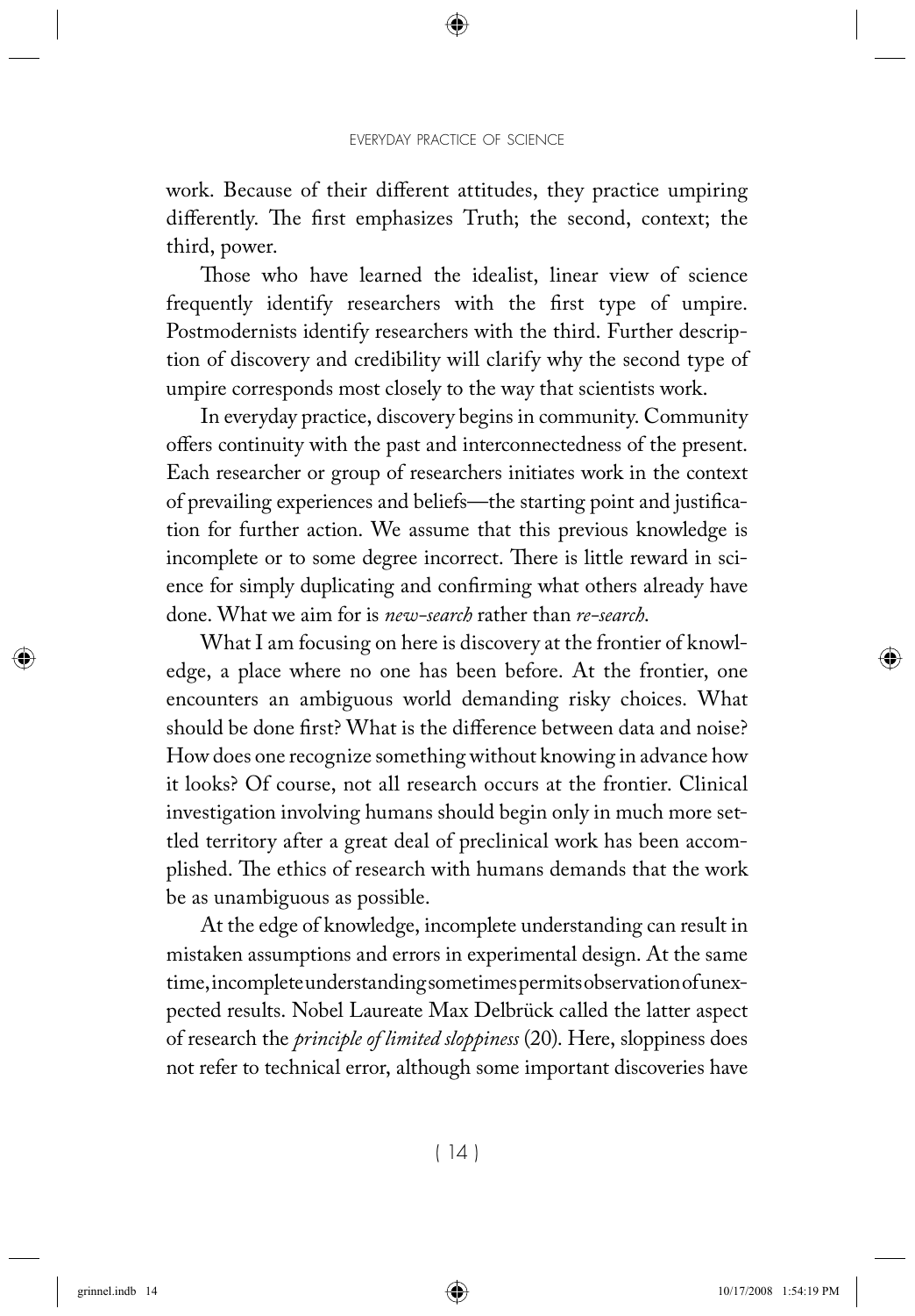work. Because of their different attitudes, they practice umpiring differently. The first emphasizes Truth; the second, context; the third, power.

Those who have learned the idealist, linear view of science frequently identify researchers with the first type of umpire. Postmodernists identify researchers with the third. Further description of discovery and credibility will clarify why the second type of umpire corresponds most closely to the way that scientists work.

In everyday practice, discovery begins in community. Community offers continuity with the past and interconnectedness of the present. Each researcher or group of researchers initiates work in the context of prevailing experiences and beliefs—the starting point and justification for further action. We assume that this previous knowledge is incomplete or to some degree incorrect. There is little reward in science for simply duplicating and confirming what others already have done. What we aim for is *new-search* rather than *re-search*.

What I am focusing on here is discovery at the frontier of knowledge, a place where no one has been before. At the frontier, one encounters an ambiguous world demanding risky choices. What should be done first? What is the difference between data and noise? How does one recognize something without knowing in advance how it looks? Of course, not all research occurs at the frontier. Clinical investigation involving humans should begin only in much more settled territory after a great deal of preclinical work has been accomplished. The ethics of research with humans demands that the work be as unambiguous as possible.

At the edge of knowledge, incomplete understanding can result in mistaken assumptions and errors in experimental design. At the same time, incomplete understanding sometimes permits observation of unexpected results. Nobel Laureate Max Delbrück called the latter aspect of research the *principle of limited sloppiness* (20). Here, sloppiness does not refer to technical error, although some important discoveries have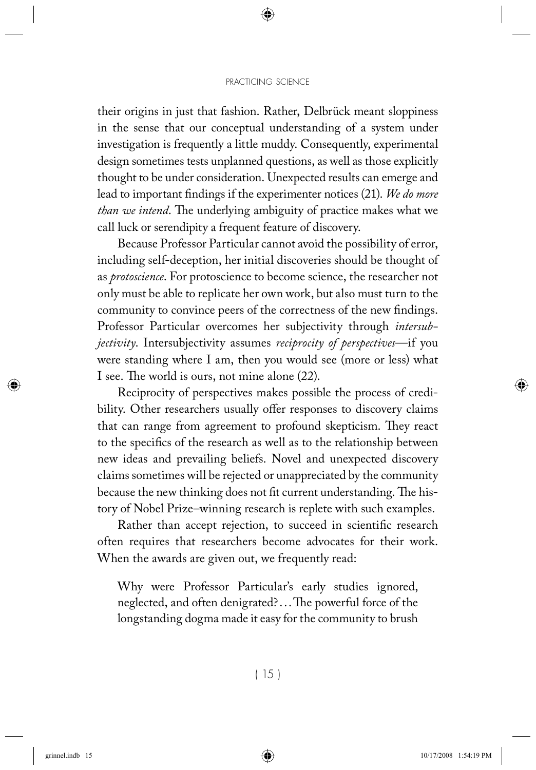their origins in just that fashion. Rather, Delbrück meant sloppiness in the sense that our conceptual understanding of a system under investigation is frequently a little muddy. Consequently, experimental design sometimes tests unplanned questions, as well as those explicitly thought to be under consideration. Unexpected results can emerge and lead to important findings if the experimenter notices (21). *We do more than we intend*. The underlying ambiguity of practice makes what we call luck or serendipity a frequent feature of discovery.

Because Professor Particular cannot avoid the possibility of error, including self-deception, her initial discoveries should be thought of as *protoscience*. For protoscience to become science, the researcher not only must be able to replicate her own work, but also must turn to the community to convince peers of the correctness of the new findings. Professor Particular overcomes her subjectivity through *intersubjectivity*. Intersubjectivity assumes *reciprocity of perspectives*—if you were standing where I am, then you would see (more or less) what I see. The world is ours, not mine alone (22).

Reciprocity of perspectives makes possible the process of credibility. Other researchers usually offer responses to discovery claims that can range from agreement to profound skepticism. They react to the specifics of the research as well as to the relationship between new ideas and prevailing beliefs. Novel and unexpected discovery claims sometimes will be rejected or unappreciated by the community because the new thinking does not fit current understanding. The history of Nobel Prize–winning research is replete with such examples.

Rather than accept rejection, to succeed in scientific research often requires that researchers become advocates for their work. When the awards are given out, we frequently read:

> Why were Professor Particular's early studies ignored, neglected, and often denigrated? . . . The powerful force of the longstanding dogma made it easy for the community to brush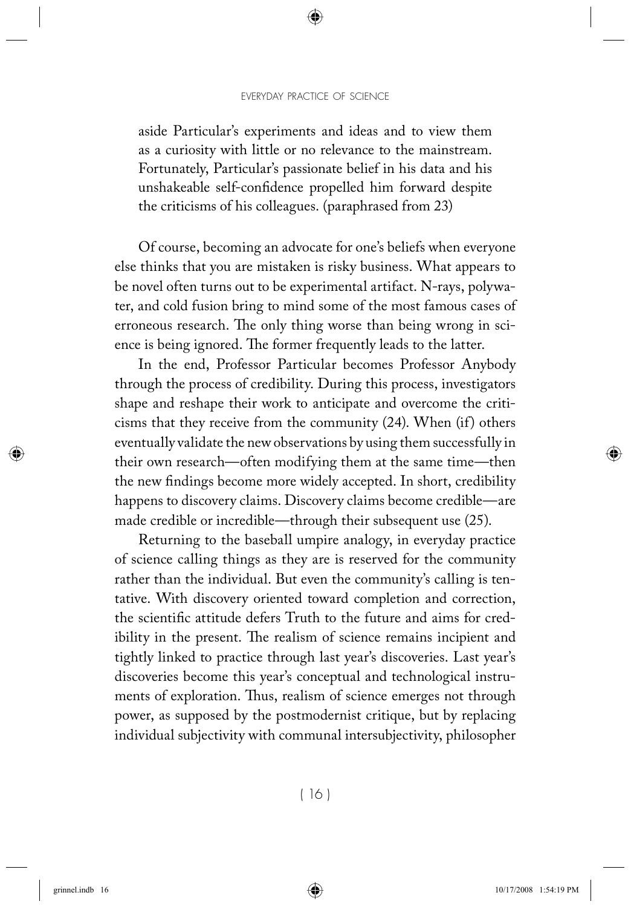> aside Particular's experiments and ideas and to view them as a curiosity with little or no relevance to the mainstream. Fortunately, Particular's passionate belief in his data and his unshakeable self-confidence propelled him forward despite the criticisms of his colleagues. (paraphrased from 23)

Of course, becoming an advocate for one's beliefs when everyone else thinks that you are mistaken is risky business. What appears to be novel often turns out to be experimental artifact. N-rays, polywater, and cold fusion bring to mind some of the most famous cases of erroneous research. The only thing worse than being wrong in science is being ignored. The former frequently leads to the latter.

In the end, Professor Particular becomes Professor Anybody through the process of credibility. During this process, investigators shape and reshape their work to anticipate and overcome the criticisms that they receive from the community (24). When (if) others eventually validate the new observations by using them successfully in their own research—often modifying them at the same time—then the new findings become more widely accepted. In short, credibility happens to discovery claims. Discovery claims become credible—are made credible or incredible—through their subsequent use (25).

Returning to the baseball umpire analogy, in everyday practice of science calling things as they are is reserved for the community rather than the individual. But even the community's calling is tentative. With discovery oriented toward completion and correction, the scientific attitude defers Truth to the future and aims for credibility in the present. The realism of science remains incipient and tightly linked to practice through last year's discoveries. Last year's discoveries become this year's conceptual and technological instruments of exploration. Thus, realism of science emerges not through power, as supposed by the postmodernist critique, but by replacing individual subjectivity with communal intersubjectivity, philosopher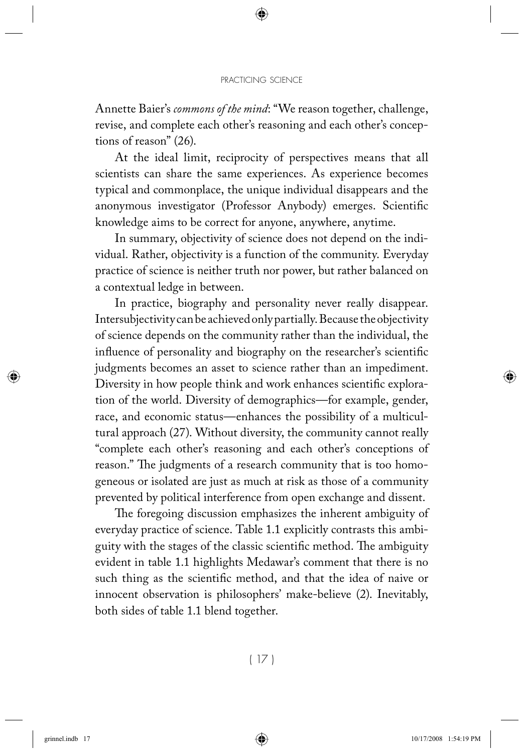Annette Baier's *commons of the mind*: "We reason together, challenge, revise, and complete each other's reasoning and each other's conceptions of reason" (26).

At the ideal limit, reciprocity of perspectives means that all scientists can share the same experiences. As experience becomes typical and commonplace, the unique individual disappears and the anonymous investigator (Professor Anybody) emerges. Scientific knowledge aims to be correct for anyone, anywhere, anytime.

In summary, objectivity of science does not depend on the individual. Rather, objectivity is a function of the community. Everyday practice of science is neither truth nor power, but rather balanced on a contextual ledge in between.

In practice, biography and personality never really disappear. Intersubjectivity can be achieved only partially. Because the objectivity of science depends on the community rather than the individual, the influence of personality and biography on the researcher's scientific judgments becomes an asset to science rather than an impediment. Diversity in how people think and work enhances scientific exploration of the world. Diversity of demographics—for example, gender, race, and economic status—enhances the possibility of a multicultural approach (27). Without diversity, the community cannot really "complete each other's reasoning and each other's conceptions of reason." The judgments of a research community that is too homogeneous or isolated are just as much at risk as those of a community prevented by political interference from open exchange and dissent.

The foregoing discussion emphasizes the inherent ambiguity of everyday practice of science. Table 1.1 explicitly contrasts this ambiguity with the stages of the classic scientific method. The ambiguity evident in table 1.1 highlights Medawar's comment that there is no such thing as the scientific method, and that the idea of naive or innocent observation is philosophers' make-believe (2). Inevitably, both sides of table 1.1 blend together.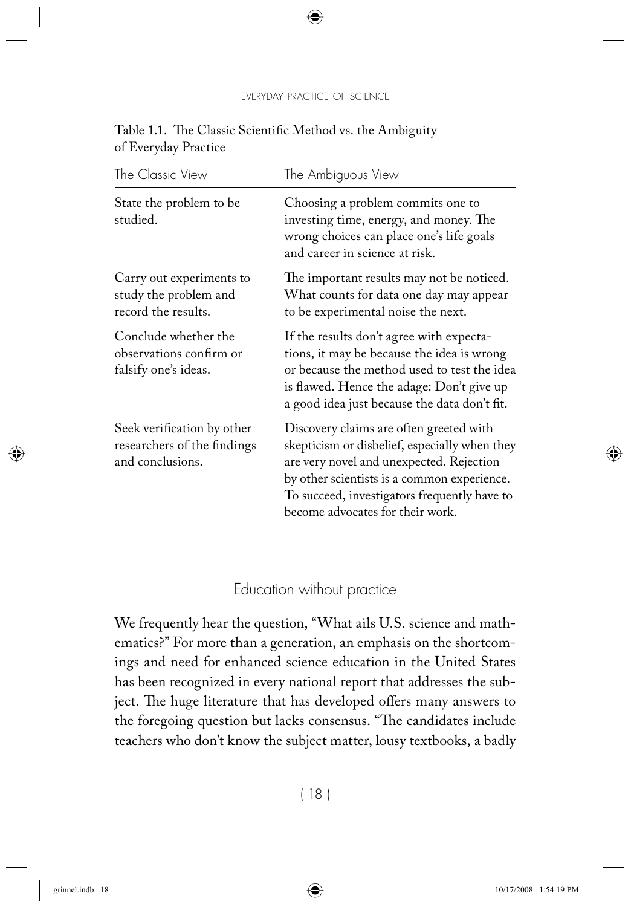Table 1.1. The Classic Scientific Method vs. the Ambiguity of Everyday Practice

| The Classic View | The Ambiguous View |
|---|---|
| State the problem to be studied. | Choosing a problem commits one to investing time, energy, and money. The wrong choices can place one's life goals and career in science at risk. |
| Carry out experiments to study the problem and record the results. | The important results may not be noticed. What counts for data one day may appear to be experimental noise the next. |
| Conclude whether the observations confirm or falsify one's ideas. | If the results don't agree with expectations, it may be because the idea is wrong or because the method used to test the idea is flawed. Hence the adage: Don't give up a good idea just because the data don't fit. |
| Seek verification by other researchers of the findings and conclusions. | Discovery claims are often greeted with skepticism or disbelief, especially when they are very novel and unexpected. Rejection by other scientists is a common experience. To succeed, investigators frequently have to become advocates for their work. |

## Education without practice

We frequently hear the question, "What ails U.S. science and mathematics?" For more than a generation, an emphasis on the shortcomings and need for enhanced science education in the United States has been recognized in every national report that addresses the subject. The huge literature that has developed offers many answers to the foregoing question but lacks consensus. "The candidates include teachers who don't know the subject matter, lousy textbooks, a badly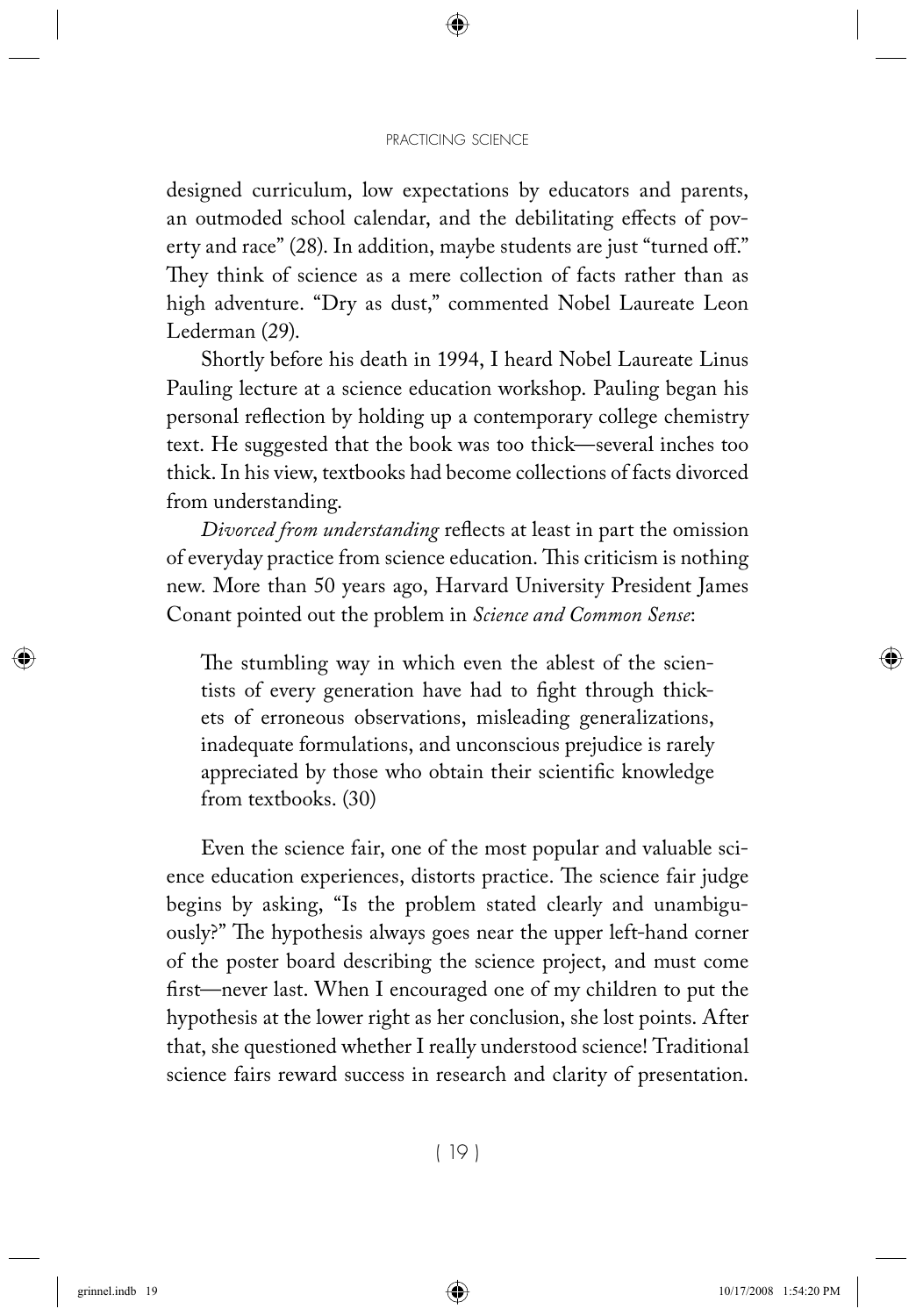designed curriculum, low expectations by educators and parents, an outmoded school calendar, and the debilitating effects of poverty and race" (28). In addition, maybe students are just "turned off." They think of science as a mere collection of facts rather than as high adventure. "Dry as dust," commented Nobel Laureate Leon Lederman (29).

Shortly before his death in 1994, I heard Nobel Laureate Linus Pauling lecture at a science education workshop. Pauling began his personal reflection by holding up a contemporary college chemistry text. He suggested that the book was too thick—several inches too thick. In his view, textbooks had become collections of facts divorced from understanding.

*Divorced from understanding* reflects at least in part the omission of everyday practice from science education. This criticism is nothing new. More than 50 years ago, Harvard University President James Conant pointed out the problem in *Science and Common Sense*:

> The stumbling way in which even the ablest of the scientists of every generation have had to fight through thickets of erroneous observations, misleading generalizations, inadequate formulations, and unconscious prejudice is rarely appreciated by those who obtain their scientific knowledge from textbooks. (30)

Even the science fair, one of the most popular and valuable science education experiences, distorts practice. The science fair judge begins by asking, "Is the problem stated clearly and unambiguously?" The hypothesis always goes near the upper left-hand corner of the poster board describing the science project, and must come first—never last. When I encouraged one of my children to put the hypothesis at the lower right as her conclusion, she lost points. After that, she questioned whether I really understood science! Traditional science fairs reward success in research and clarity of presentation.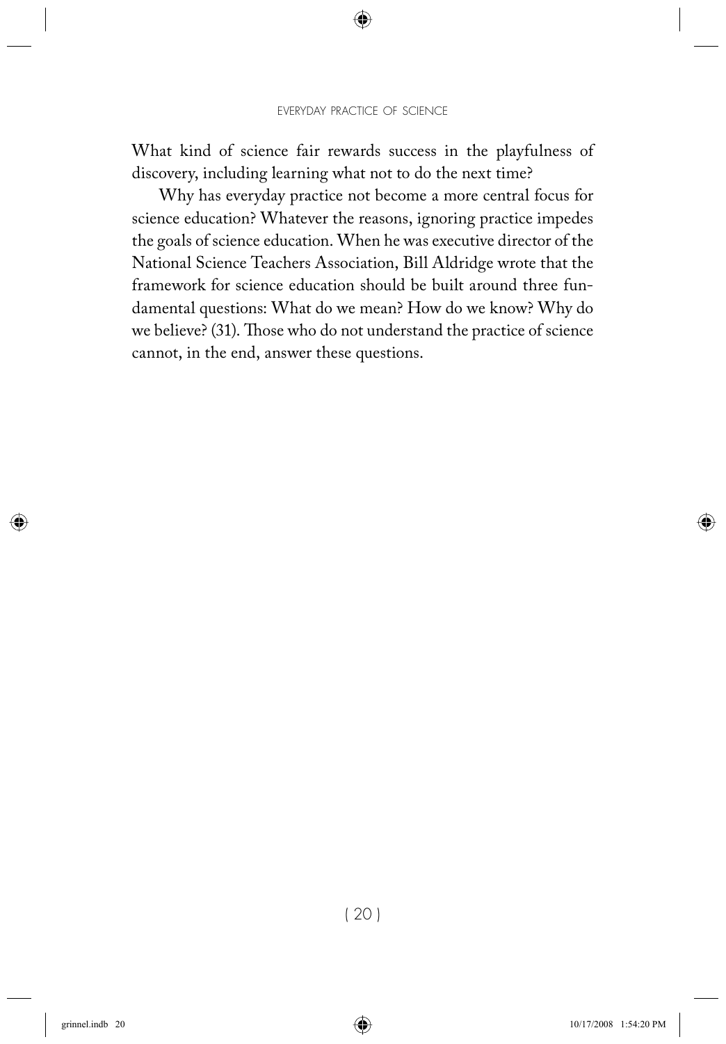What kind of science fair rewards success in the playfulness of discovery, including learning what not to do the next time?

Why has everyday practice not become a more central focus for science education? Whatever the reasons, ignoring practice impedes the goals of science education. When he was executive director of the National Science Teachers Association, Bill Aldridge wrote that the framework for science education should be built around three fundamental questions: What do we mean? How do we know? Why do we believe? (31). Those who do not understand the practice of science cannot, in the end, answer these questions.